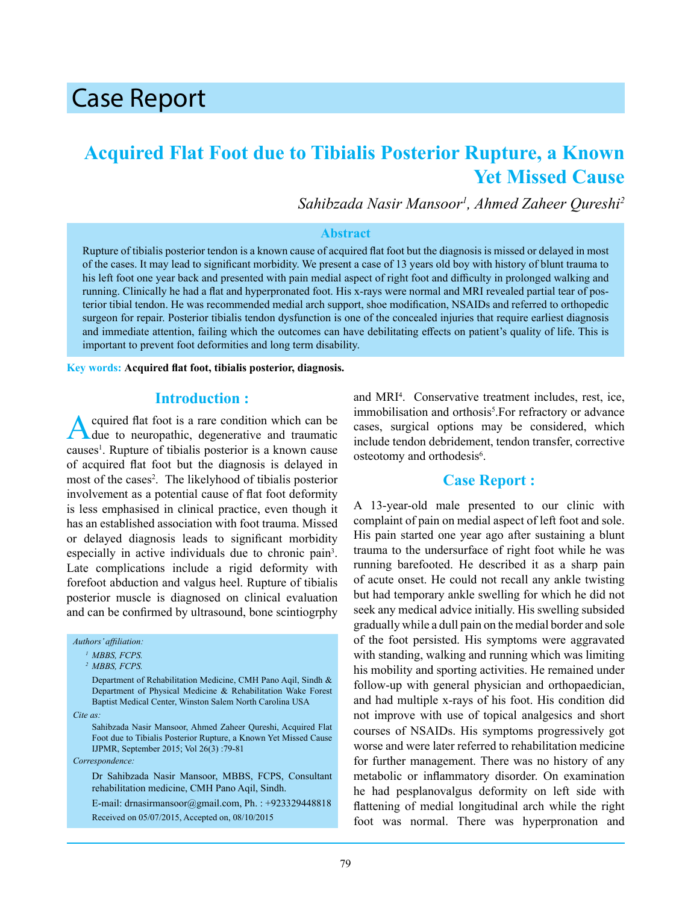# Case Report

## Acquired Flat Foot due to Tibialis Posterior Rupture, a Known Yet Missed Cause

*Sahibzada Nasir Mansoor[1], Ahmed Zaheer Qureshi[2]*

### Abstract

Rupture of tibialis posterior tendon is a known cause of acquired flat foot but the diagnosis is missed or delayed in most of the cases. It may lead to significant morbidity. We present a case of 13 years old boy with history of blunt trauma to his left foot one year back and presented with pain medial aspect of right foot and difficulty in prolonged walking and running. Clinically he had a flat and hyperpronated foot. His x-rays were normal and MRI revealed partial tear of posterior tibial tendon. He was recommended medial arch support, shoe modification, NSAIDs and referred to orthopedic surgeon for repair. Posterior tibialis tendon dysfunction is one of the concealed injuries that require earliest diagnosis and immediate attention, failing which the outcomes can have debilitating effects on patient's quality of life. This is important to prevent foot deformities and long term disability.

**Key words: Acquired flat foot, tibialis posterior, diagnosis.**

## Introduction :

Acquired flat foot is a rare condition which can be due to neuropathic, degenerative and traumatic causes[1]. Rupture of tibialis posterior is a known cause of acquired flat foot but the diagnosis is delayed in most of the cases[2]. The likelihood of tibialis posterior involvement as a potential cause of flat foot deformity is less emphasised in clinical practice, even though it has an established association with foot trauma. Missed or delayed diagnosis leads to significant morbidity especially in active individuals due to chronic pain[3]. Late complications include a rigid deformity with forefoot abduction and valgus heel. Rupture of tibialis posterior muscle is diagnosed on clinical evaluation and can be confirmed by ultrasound, bone scintiogrphy and MRI[4]. Conservative treatment includes, rest, ice, immobilisation and orthosis[5].For refractory or advance cases, surgical options may be considered, which include tendon debridement, tendon transfer, corrective osteotomy and orthodesis[6].

*Authors' affiliation:*

[1] MBBS, FCPS.
[2] MBBS, FCPS.

Department of Rehabilitation Medicine, CMH Pano Aqil, Sindh & Department of Physical Medicine & Rehabilitation Wake Forest Baptist Medical Center, Winston Salem North Carolina USA

*Cite as:*

Sahibzada Nasir Mansoor, Ahmed Zaheer Qureshi, Acquired Flat Foot due to Tibialis Posterior Rupture, a Known Yet Missed Cause IJPMR, September 2015; Vol 26(3) :79-81

*Correspondence:*

Dr Sahibzada Nasir Mansoor, MBBS, FCPS, Consultant rehabilitation medicine, CMH Pano Aqil, Sindh.

E-mail: drnasirmansoor@gmail.com, Ph. : +923329448818

Received on 05/07/2015, Accepted on, 08/10/2015

## Case Report :

A 13-year-old male presented to our clinic with complaint of pain on medial aspect of left foot and sole. His pain started one year ago after sustaining a blunt trauma to the undersurface of right foot while he was running barefooted. He described it as a sharp pain of acute onset. He could not recall any ankle twisting but had temporary ankle swelling for which he did not seek any medical advice initially. His swelling subsided gradually while a dull pain on the medial border and sole of the foot persisted. His symptoms were aggravated with standing, walking and running which was limiting his mobility and sporting activities. He remained under follow-up with general physician and orthopaedician, and had multiple x-rays of his foot. His condition did not improve with use of topical analgesics and short courses of NSAIDs. His symptoms progressively got worse and were later referred to rehabilitation medicine for further management. There was no history of any metabolic or inflammatory disorder. On examination he had pesplanovalgus deformity on left side with flattening of medial longitudinal arch while the right foot was normal. There was hyperpronation and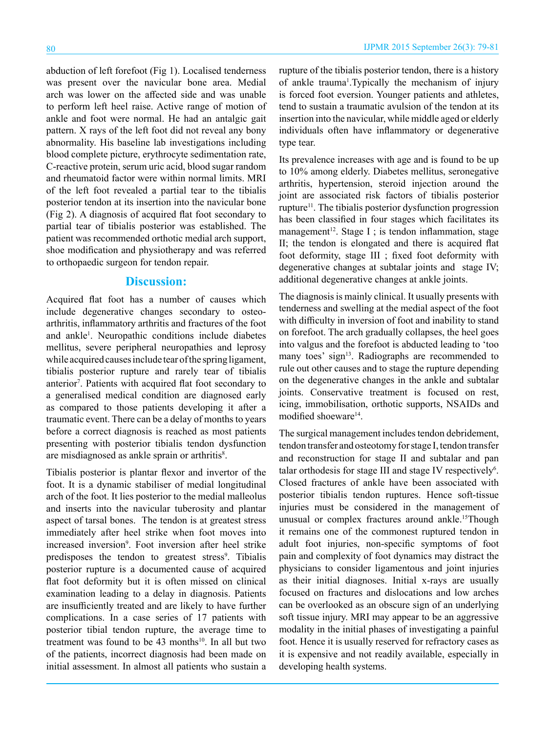abduction of left forefoot (Fig 1). Localised tenderness was present over the navicular bone area. Medial arch was lower on the affected side and was unable to perform left heel raise. Active range of motion of ankle and foot were normal. He had an antalgic gait pattern. X rays of the left foot did not reveal any bony abnormality. His baseline lab investigations including blood complete picture, erythrocyte sedimentation rate, C-reactive protein, serum uric acid, blood sugar random and rheumatoid factor were within normal limits. MRI of the left foot revealed a partial tear to the tibialis posterior tendon at its insertion into the navicular bone (Fig 2). A diagnosis of acquired flat foot secondary to partial tear of tibialis posterior was established. The patient was recommended orthotic medial arch support, shoe modification and physiotherapy and was referred to orthopaedic surgeon for tendon repair.

## Discussion:

Acquired flat foot has a number of causes which include degenerative changes secondary to osteo-arthritis, inflammatory arthritis and fractures of the foot and ankle[1]. Neuropathic conditions include diabetes mellitus, severe peripheral neuropathies and leprosy while acquired causes include tear of the spring ligament, tibialis posterior rupture and rarely tear of tibialis anterior[7]. Patients with acquired flat foot secondary to a generalised medical condition are diagnosed early as compared to those patients developing it after a traumatic event. There can be a delay of months to years before a correct diagnosis is reached as most patients presenting with posterior tibialis tendon dysfunction are misdiagnosed as ankle sprain or arthritis[8].

Tibialis posterior is plantar flexor and invertor of the foot. It is a dynamic stabiliser of medial longitudinal arch of the foot. It lies posterior to the medial malleolus and inserts into the navicular tuberosity and plantar aspect of tarsal bones. The tendon is at greatest stress immediately after heel strike when foot moves into increased inversion[9]. Foot inversion after heel strike predisposes the tendon to greatest stress[9]. Tibialis posterior rupture is a documented cause of acquired flat foot deformity but it is often missed on clinical examination leading to a delay in diagnosis. Patients are insufficiently treated and are likely to have further complications. In a case series of 17 patients with posterior tibial tendon rupture, the average time to treatment was found to be 43 months[10]. In all but two of the patients, incorrect diagnosis had been made on initial assessment. In almost all patients who sustain a rupture of the tibialis posterior tendon, there is a history of ankle trauma[1].Typically the mechanism of injury is forced foot eversion. Younger patients and athletes, tend to sustain a traumatic avulsion of the tendon at its insertion into the navicular, while middle aged or elderly individuals often have inflammatory or degenerative type tear.

Its prevalence increases with age and is found to be up to 10% among elderly. Diabetes mellitus, seronegative arthritis, hypertension, steroid injection around the joint are associated risk factors of tibialis posterior rupture[11]. The tibialis posterior dysfunction progression has been classified in four stages which facilitates its management[12]. Stage I ; is tendon inflammation, stage II; the tendon is elongated and there is acquired flat foot deformity, stage III ; fixed foot deformity with degenerative changes at subtalar joints and stage IV; additional degenerative changes at ankle joints.

The diagnosis is mainly clinical. It usually presents with tenderness and swelling at the medial aspect of the foot with difficulty in inversion of foot and inability to stand on forefoot. The arch gradually collapses, the heel goes into valgus and the forefoot is abducted leading to 'too many toes' sign[13]. Radiographs are recommended to rule out other causes and to stage the rupture depending on the degenerative changes in the ankle and subtalar joints. Conservative treatment is focused on rest, icing, immobilisation, orthotic supports, NSAIDs and modified shoeware[14].

The surgical management includes tendon debridement, tendon transfer and osteotomy for stage I, tendon transfer and reconstruction for stage II and subtalar and pan talar orthodesis for stage III and stage IV respectively[6]. Closed fractures of ankle have been associated with posterior tibialis tendon ruptures. Hence soft-tissue injuries must be considered in the management of unusual or complex fractures around ankle.[15]Though it remains one of the commonest ruptured tendon in adult foot injuries, non-specific symptoms of foot pain and complexity of foot dynamics may distract the physicians to consider ligamentous and joint injuries as their initial diagnoses. Initial x-rays are usually focused on fractures and dislocations and low arches can be overlooked as an obscure sign of an underlying soft tissue injury. MRI may appear to be an aggressive modality in the initial phases of investigating a painful foot. Hence it is usually reserved for refractory cases as it is expensive and not readily available, especially in developing health systems.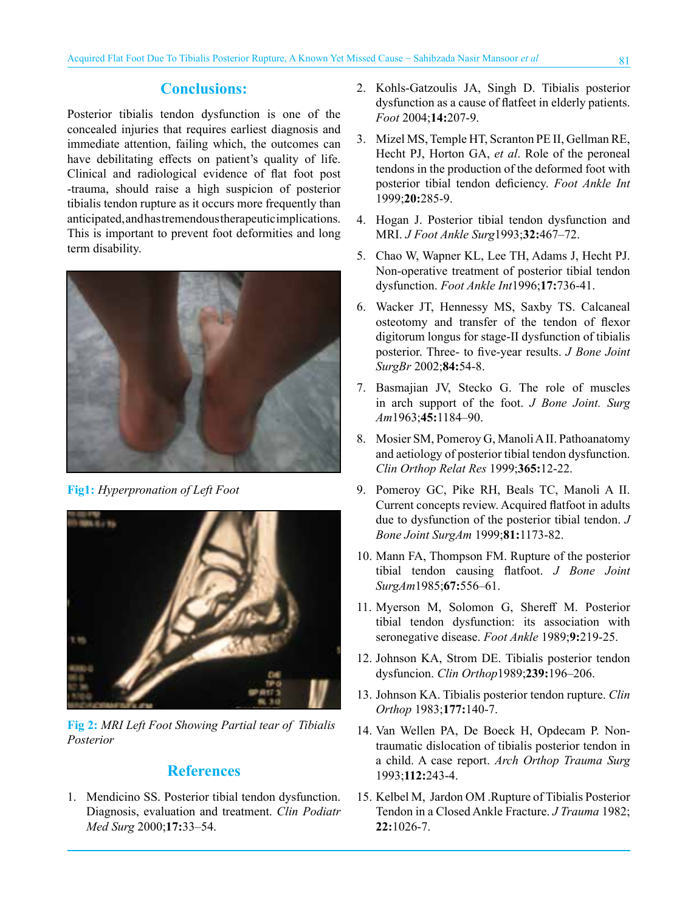## Conclusions:

Posterior tibialis tendon dysfunction is one of the concealed injuries that requires earliest diagnosis and immediate attention, failing which, the outcomes can have debilitating effects on patient's quality of life. Clinical and radiological evidence of flat foot post -trauma, should raise a high suspicion of posterior tibialis tendon rupture as it occurs more frequently than anticipated, and has tremendous therapeutic implications. This is important to prevent foot deformities and long term disability.

**Fig1:** *Hyperpronation of Left Foot*

**Fig 2:** *MRI Left Foot Showing Partial tear of Tibialis Posterior*

## References

1. Mendicino SS. Posterior tibial tendon dysfunction. Diagnosis, evaluation and treatment. *Clin Podiatr Med Surg* 2000;**17:**33–54.
2. Kohls-Gatzoulis JA, Singh D. Tibialis posterior dysfunction as a cause of flatfeet in elderly patients. *Foot* 2004;**14:**207-9.
3. Mizel MS, Temple HT, Scranton PE II, Gellman RE, Hecht PJ, Horton GA, *et al*. Role of the peroneal tendons in the production of the deformed foot with posterior tibial tendon deficiency. *Foot Ankle Int* 1999;**20:**285-9.
4. Hogan J. Posterior tibial tendon dysfunction and MRI. *J Foot Ankle Surg*1993;**32:**467–72.
5. Chao W, Wapner KL, Lee TH, Adams J, Hecht PJ. Non-operative treatment of posterior tibial tendon dysfunction. *Foot Ankle Int*1996;**17:**736-41.
6. Wacker JT, Hennessy MS, Saxby TS. Calcaneal osteotomy and transfer of the tendon of flexor digitorum longus for stage-II dysfunction of tibialis posterior. Three- to five-year results. *J Bone Joint SurgBr* 2002;**84:**54-8.
7. Basmajian JV, Stecko G. The role of muscles in arch support of the foot. *J Bone Joint. Surg Am*1963;**45:**1184–90.
8. Mosier SM, Pomeroy G, Manoli A II. Pathoanatomy and aetiology of posterior tibial tendon dysfunction. *Clin Orthop Relat Res* 1999;**365:**12-22.
9. Pomeroy GC, Pike RH, Beals TC, Manoli A II. Current concepts review. Acquired flatfoot in adults due to dysfunction of the posterior tibial tendon. *J Bone Joint SurgAm* 1999;**81:**1173-82.
10. Mann FA, Thompson FM. Rupture of the posterior tibial tendon causing flatfoot. *J Bone Joint SurgAm*1985;**67:**556–61.
11. Myerson M, Solomon G, Shereff M. Posterior tibial tendon dysfunction: its association with seronegative disease. *Foot Ankle* 1989;**9:**219-25.
12. Johnson KA, Strom DE. Tibialis posterior tendon dysfuncion. *Clin Orthop*1989;**239:**196–206.
13. Johnson KA. Tibialis posterior tendon rupture. *Clin Orthop* 1983;**177:**140-7.
14. Van Wellen PA, De Boeck H, Opdecam P. Non-traumatic dislocation of tibialis posterior tendon in a child. A case report. *Arch Orthop Trauma Surg* 1993;**112:**243-4.
15. Kelbel M, Jardon OM .Rupture of Tibialis Posterior Tendon in a Closed Ankle Fracture. *J Trauma* 1982; **22:**1026-7.